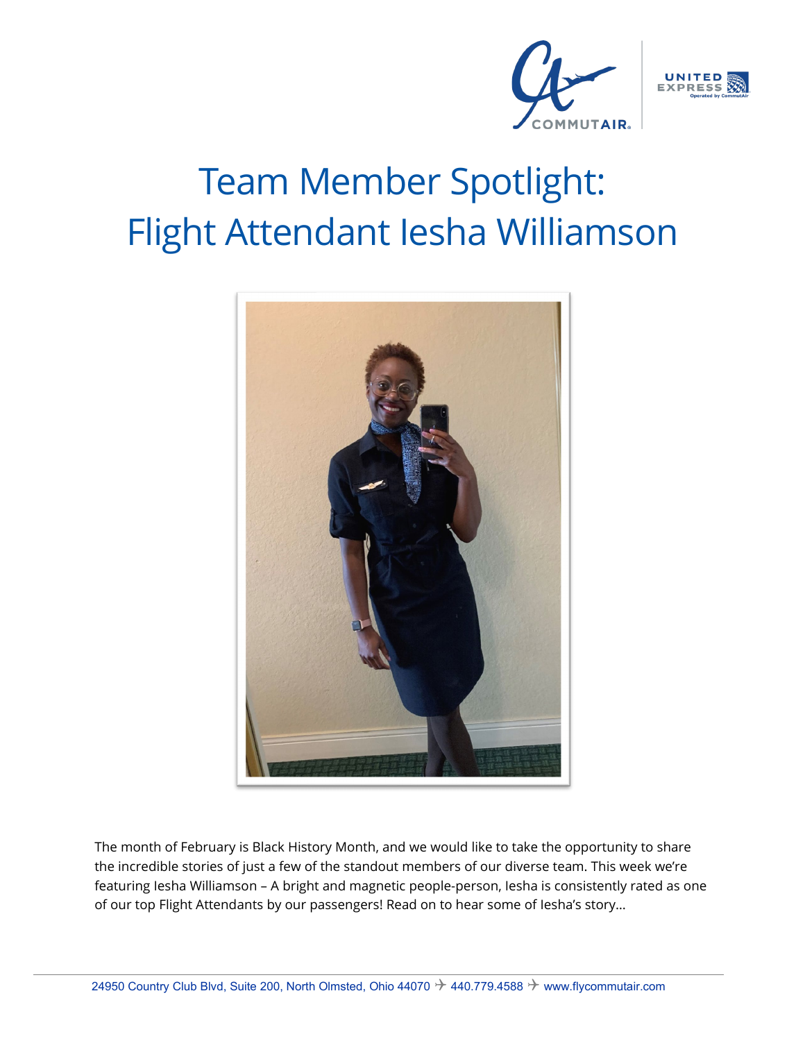# Team Member Spotlight: Flight Attendant Iesha Williamson

The month of February is Black History Month, and we would like to take the opportunity to share the incredible stories of just a few of the standout members of our diverse team. This week we're featuring Iesha Williamson – A bright and magnetic people-person, Iesha is consistently rated as one of our top Flight Attendants by our passengers! Read on to hear some of Iesha's story…

24950 Country Club Blvd, Suite 200, North Olmsted, Ohio 44070 ✈ 440.779.4588 ✈ www.flycommutair.com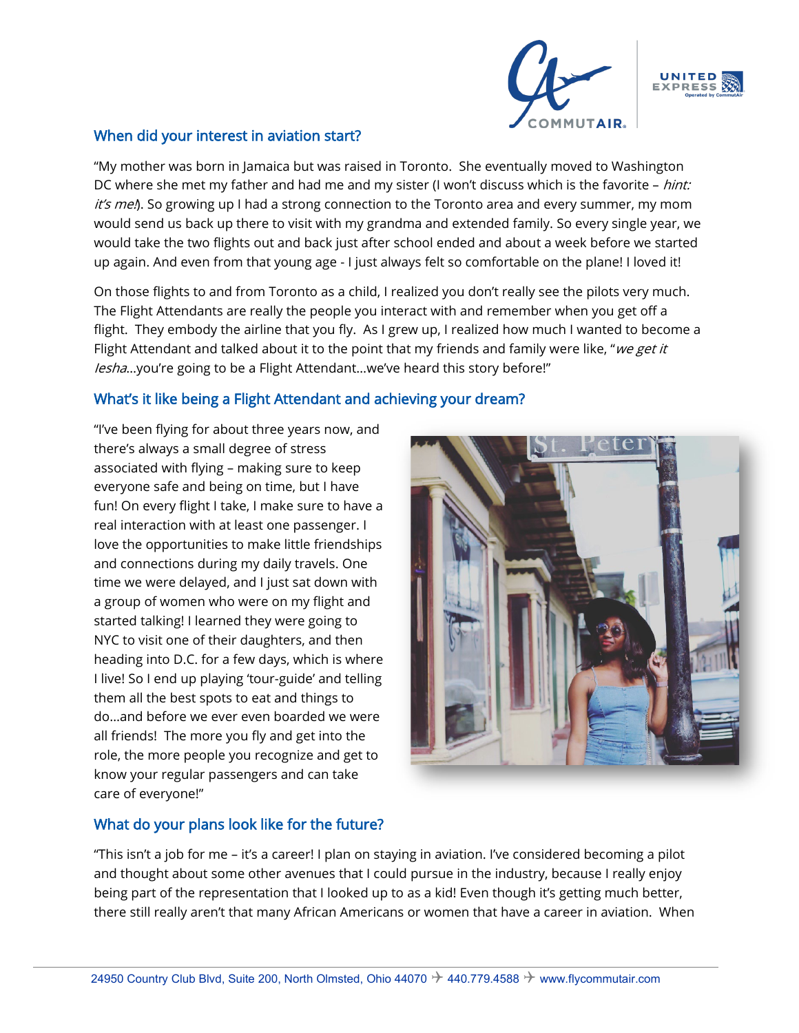## When did your interest in aviation start?

"My mother was born in Jamaica but was raised in Toronto. She eventually moved to Washington DC where she met my father and had me and my sister (I won't discuss which is the favorite – *hint: it's me!*). So growing up I had a strong connection to the Toronto area and every summer, my mom would send us back up there to visit with my grandma and extended family. So every single year, we would take the two flights out and back just after school ended and about a week before we started up again. And even from that young age - I just always felt so comfortable on the plane! I loved it!

On those flights to and from Toronto as a child, I realized you don't really see the pilots very much. The Flight Attendants are really the people you interact with and remember when you get off a flight. They embody the airline that you fly. As I grew up, I realized how much I wanted to become a Flight Attendant and talked about it to the point that my friends and family were like, "*we get it Iesha*…you're going to be a Flight Attendant…we've heard this story before!"

## What's it like being a Flight Attendant and achieving your dream?

"I've been flying for about three years now, and there's always a small degree of stress associated with flying – making sure to keep everyone safe and being on time, but I have fun! On every flight I take, I make sure to have a real interaction with at least one passenger. I love the opportunities to make little friendships and connections during my daily travels. One time we were delayed, and I just sat down with a group of women who were on my flight and started talking! I learned they were going to NYC to visit one of their daughters, and then heading into D.C. for a few days, which is where I live! So I end up playing 'tour-guide' and telling them all the best spots to eat and things to do…and before we ever even boarded we were all friends! The more you fly and get into the role, the more people you recognize and get to know your regular passengers and can take care of everyone!"

## What do your plans look like for the future?

"This isn't a job for me – it's a career! I plan on staying in aviation. I've considered becoming a pilot and thought about some other avenues that I could pursue in the industry, because I really enjoy being part of the representation that I looked up to as a kid! Even though it's getting much better, there still really aren't that many African Americans or women that have a career in aviation. When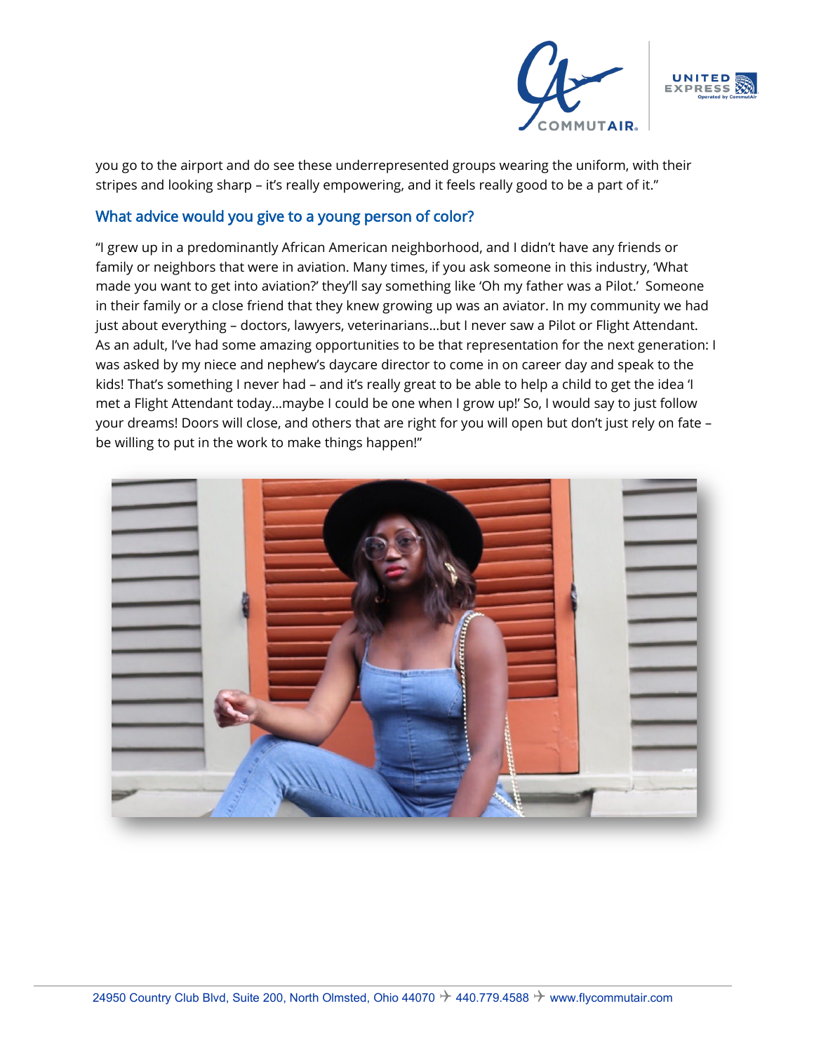you go to the airport and do see these underrepresented groups wearing the uniform, with their stripes and looking sharp – it's really empowering, and it feels really good to be a part of it."

## What advice would you give to a young person of color?

"I grew up in a predominantly African American neighborhood, and I didn't have any friends or family or neighbors that were in aviation. Many times, if you ask someone in this industry, 'What made you want to get into aviation?' they'll say something like 'Oh my father was a Pilot.' Someone in their family or a close friend that they knew growing up was an aviator. In my community we had just about everything – doctors, lawyers, veterinarians…but I never saw a Pilot or Flight Attendant. As an adult, I've had some amazing opportunities to be that representation for the next generation: I was asked by my niece and nephew's daycare director to come in on career day and speak to the kids! That's something I never had – and it's really great to be able to help a child to get the idea 'I met a Flight Attendant today…maybe I could be one when I grow up!' So, I would say to just follow your dreams! Doors will close, and others that are right for you will open but don't just rely on fate – be willing to put in the work to make things happen!"